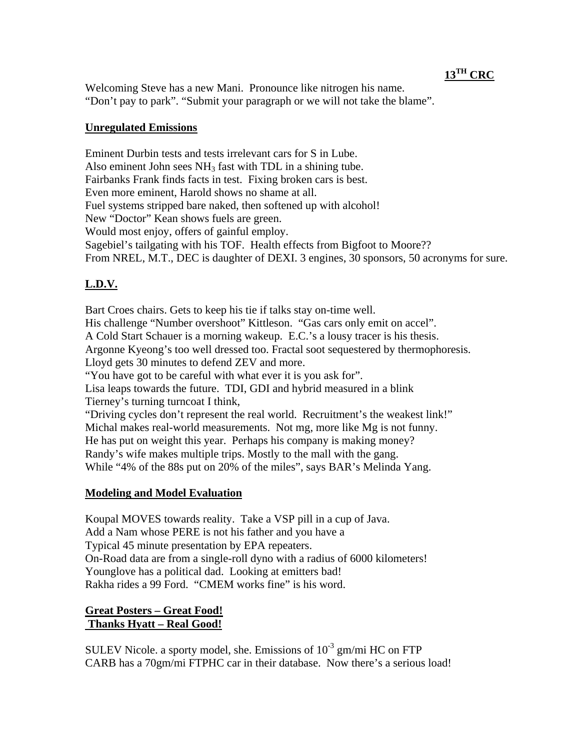**$13^{TH}$ CRC**

Welcoming Steve has a new Mani. Pronounce like nitrogen his name.
"Don't pay to park". "Submit your paragraph or we will not take the blame".

**Unregulated Emissions**

Eminent Durbin tests and tests irrelevant cars for S in Lube.
Also eminent John sees $NH_3$ fast with TDL in a shining tube.
Fairbanks Frank finds facts in test. Fixing broken cars is best.
Even more eminent, Harold shows no shame at all.
Fuel systems stripped bare naked, then softened up with alcohol!
New "Doctor" Kean shows fuels are green.
Would most enjoy, offers of gainful employ.
Sagebiel's tailgating with his TOF. Health effects from Bigfoot to Moore??
From NREL, M.T., DEC is daughter of DEXI. 3 engines, 30 sponsors, 50 acronyms for sure.

**L.D.V.**

Bart Croes chairs. Gets to keep his tie if talks stay on-time well.
His challenge "Number overshoot" Kittleson. "Gas cars only emit on accel".
A Cold Start Schauer is a morning wakeup. E.C.'s a lousy tracer is his thesis.
Argonne Kyeong's too well dressed too. Fractal soot sequestered by thermophoresis.
Lloyd gets 30 minutes to defend ZEV and more.
"You have got to be careful with what ever it is you ask for".
Lisa leaps towards the future. TDI, GDI and hybrid measured in a blink
Tierney's turning turncoat I think,
"Driving cycles don't represent the real world. Recruitment's the weakest link!"
Michal makes real-world measurements. Not mg, more like Mg is not funny.
He has put on weight this year. Perhaps his company is making money?
Randy's wife makes multiple trips. Mostly to the mall with the gang.
While "4% of the 88s put on 20% of the miles", says BAR's Melinda Yang.

**Modeling and Model Evaluation**

Koupal MOVES towards reality. Take a VSP pill in a cup of Java.
Add a Nam whose PERE is not his father and you have a
Typical 45 minute presentation by EPA repeaters.
On-Road data are from a single-roll dyno with a radius of 6000 kilometers!
Younglove has a political dad. Looking at emitters bad!
Rakha rides a 99 Ford. "CMEM works fine" is his word.

**Great Posters – Great Food!**
**Thanks Hyatt – Real Good!**

SULEV Nicole. a sporty model, she. Emissions of $10^{-3}$ gm/mi HC on FTP
CARB has a 70gm/mi FTPHC car in their database. Now there's a serious load!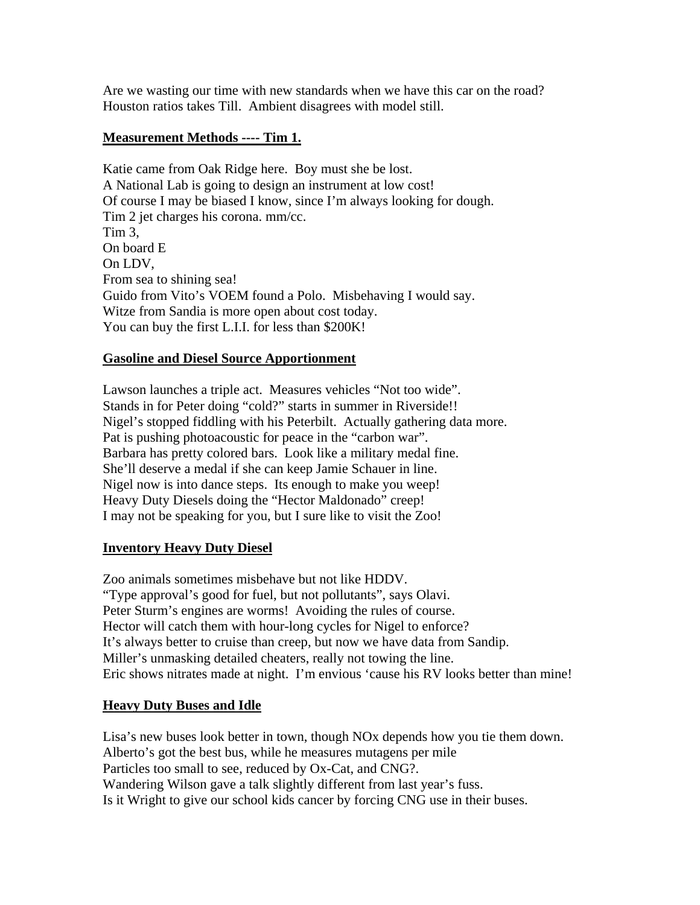Are we wasting our time with new standards when we have this car on the road?
Houston ratios takes Till.  Ambient disagrees with model still.

**Measurement Methods ---- Tim 1.**

Katie came from Oak Ridge here.  Boy must she be lost.
A National Lab is going to design an instrument at low cost!
Of course I may be biased I know, since I'm always looking for dough.
Tim 2 jet charges his corona. mm/cc.
Tim 3,
On board E
On LDV,
From sea to shining sea!
Guido from Vito's VOEM found a Polo.  Misbehaving I would say.
Witze from Sandia is more open about cost today.
You can buy the first L.I.I. for less than \$200K!

**Gasoline and Diesel Source Apportionment**

Lawson launches a triple act.  Measures vehicles "Not too wide".
Stands in for Peter doing "cold?" starts in summer in Riverside!!
Nigel's stopped fiddling with his Peterbilt.  Actually gathering data more.
Pat is pushing photoacoustic for peace in the "carbon war".
Barbara has pretty colored bars.  Look like a military medal fine.
She'll deserve a medal if she can keep Jamie Schauer in line.
Nigel now is into dance steps.  Its enough to make you weep!
Heavy Duty Diesels doing the "Hector Maldonado" creep!
I may not be speaking for you, but I sure like to visit the Zoo!

**Inventory Heavy Duty Diesel**

Zoo animals sometimes misbehave but not like HDDV.
"Type approval's good for fuel, but not pollutants", says Olavi.
Peter Sturm's engines are worms!  Avoiding the rules of course.
Hector will catch them with hour-long cycles for Nigel to enforce?
It's always better to cruise than creep, but now we have data from Sandip.
Miller's unmasking detailed cheaters, really not towing the line.
Eric shows nitrates made at night.  I'm envious 'cause his RV looks better than mine!

**Heavy Duty Buses and Idle**

Lisa's new buses look better in town, though NOx depends how you tie them down.
Alberto's got the best bus, while he measures mutagens per mile
Particles too small to see, reduced by Ox-Cat, and CNG?.
Wandering Wilson gave a talk slightly different from last year's fuss.
Is it Wright to give our school kids cancer by forcing CNG use in their buses.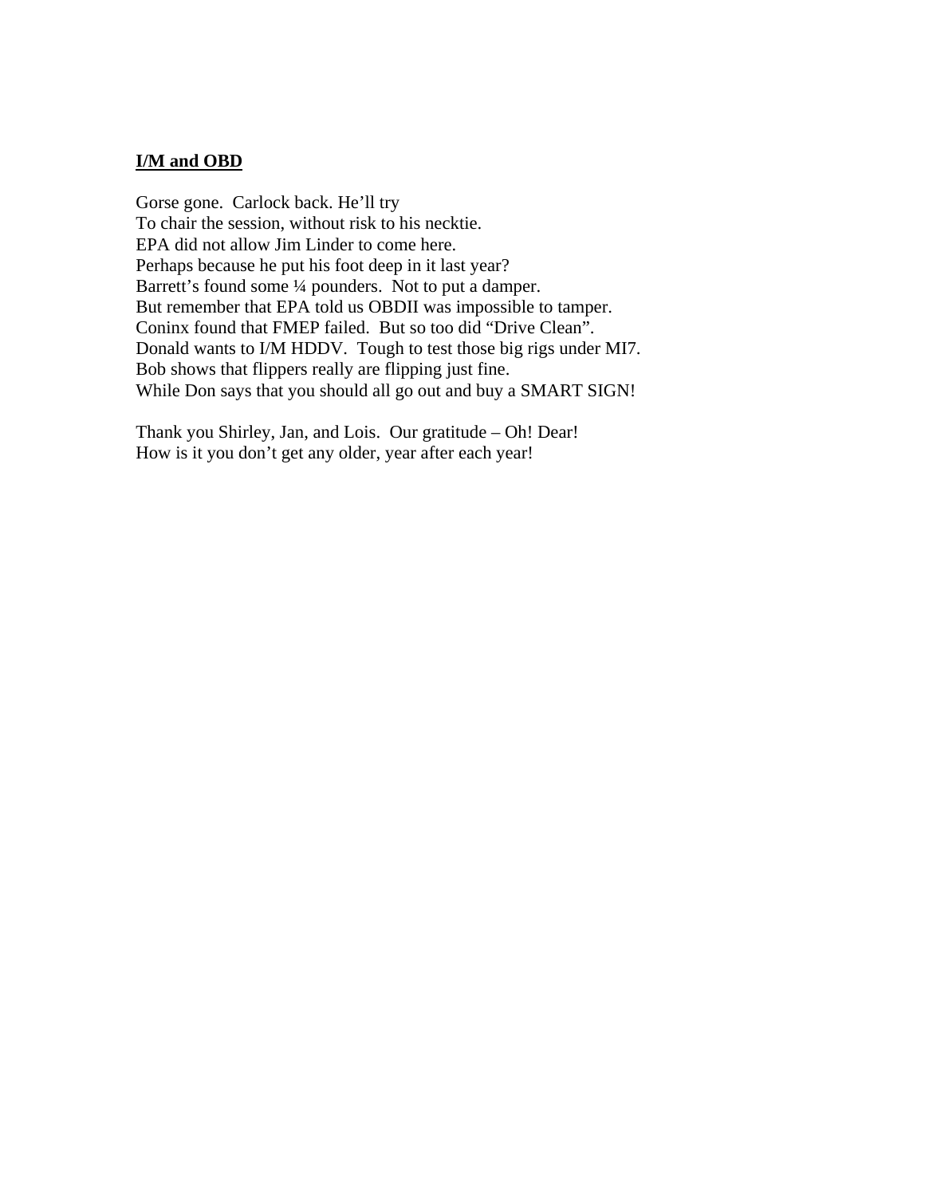**I/M and OBD**

Gorse gone.  Carlock back. He'll try  
To chair the session, without risk to his necktie.  
EPA did not allow Jim Linder to come here.  
Perhaps because he put his foot deep in it last year?  
Barrett's found some ¼ pounders.  Not to put a damper.  
But remember that EPA told us OBDII was impossible to tamper.  
Coninx found that FMEP failed.  But so too did "Drive Clean".  
Donald wants to I/M HDDV.  Tough to test those big rigs under MI7.  
Bob shows that flippers really are flipping just fine.  
While Don says that you should all go out and buy a SMART SIGN!

Thank you Shirley, Jan, and Lois.  Our gratitude – Oh! Dear!  
How is it you don't get any older, year after each year!